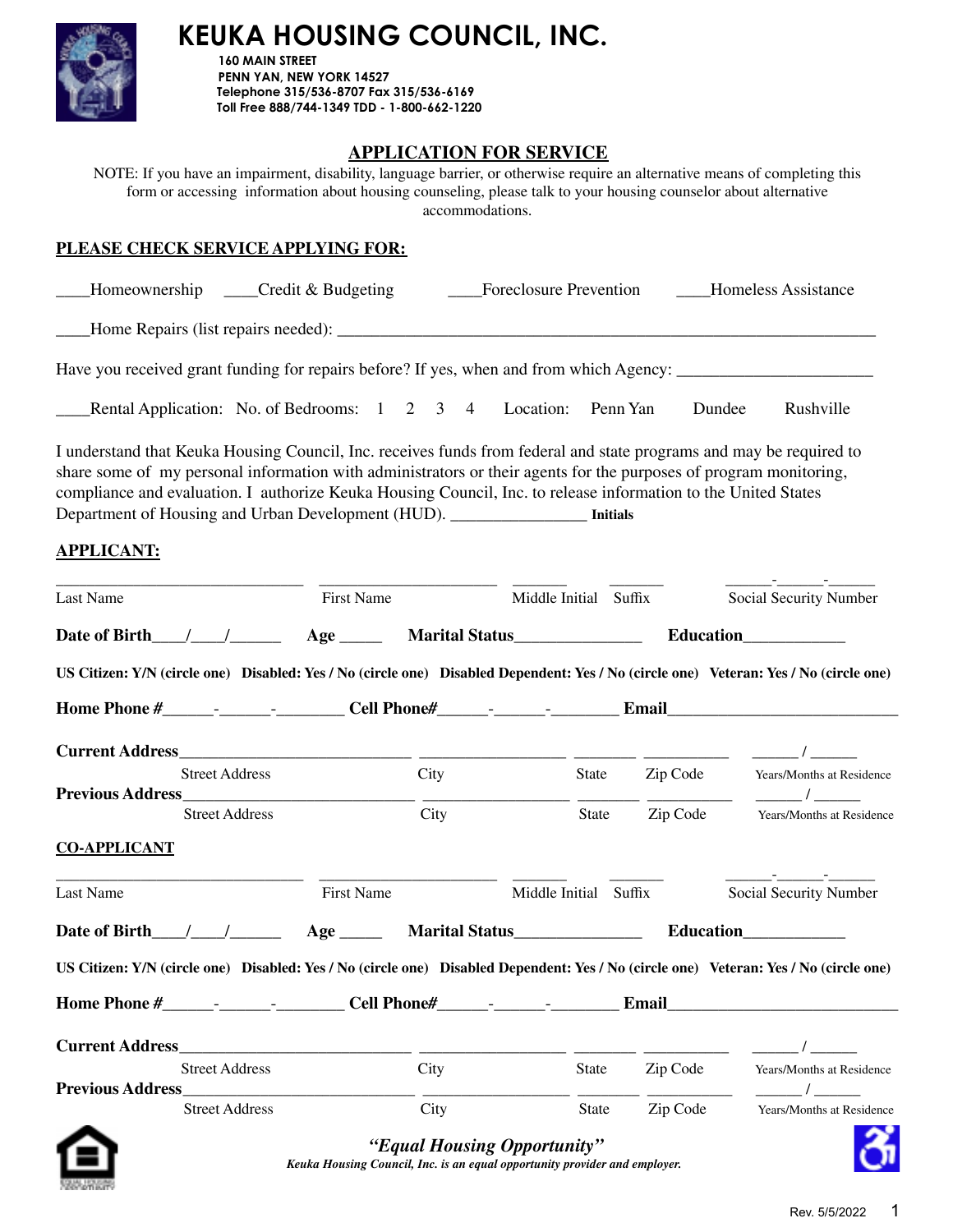# KEUKA HOUSING COUNCIL, INC.

**160 MAIN STREET**
**PENN YAN, NEW YORK 14527**
**Telephone 315/536-8707 Fax 315/536-6169**
**Toll Free 888/744-1349 TDD - 1-800-662-1220**

## APPLICATION FOR SERVICE

NOTE: If you have an impairment, disability, language barrier, or otherwise require an alternative means of completing this form or accessing information about housing counseling, please talk to your housing counselor about alternative accommodations.

**PLEASE CHECK SERVICE APPLYING FOR:**

____Homeownership ____Credit & Budgeting ____Foreclosure Prevention ____Homeless Assistance

____Home Repairs (list repairs needed): ____________________________________________

Have you received grant funding for repairs before? If yes, when and from which Agency: ______________________

____Rental Application: No. of Bedrooms: 1 2 3 4 Location: Penn Yan Dundee Rushville

I understand that Keuka Housing Council, Inc. receives funds from federal and state programs and may be required to share some of my personal information with administrators or their agents for the purposes of program monitoring, compliance and evaluation. I authorize Keuka Housing Council, Inc. to release information to the United States Department of Housing and Urban Development (HUD). ________________ **Initials**

**APPLICANT:**

______________________________ ______________________ _______ _______ ______-______-______
Last Name First Name Middle Initial Suffix Social Security Number

**Date of Birth**____/____/______ **Age** _____ **Marital Status**_______________ **Education**____________

**US Citizen: Y/N (circle one) Disabled: Yes / No (circle one) Disabled Dependent: Yes / No (circle one) Veteran: Yes / No (circle one)**

**Home Phone #**______-______-________ **Cell Phone#**______-______-________ **Email**____________________________

**Current Address**____________________________ __________________ ________ ___________ ______ / ______
Street Address City State Zip Code Years/Months at Residence

**Previous Address**____________________________ __________________ ________ ___________ ______ / ______
Street Address City State Zip Code Years/Months at Residence

**CO-APPLICANT**

______________________________ ______________________ _______ _______ ______-______-______
Last Name First Name Middle Initial Suffix Social Security Number

**Date of Birth**____/____/______ **Age** _____ **Marital Status**_______________ **Education**____________

**US Citizen: Y/N (circle one) Disabled: Yes / No (circle one) Disabled Dependent: Yes / No (circle one) Veteran: Yes / No (circle one)**

**Home Phone #**______-______-________ **Cell Phone#**______-______-________ **Email**____________________________

**Current Address**____________________________ __________________ ________ ___________ ______ / ______
Street Address City State Zip Code Years/Months at Residence

**Previous Address**____________________________ __________________ ________ ___________ ______ / ______
Street Address City State Zip Code Years/Months at Residence

***"Equal Housing Opportunity"***

*Keuka Housing Council, Inc. is an equal opportunity provider and employer.*

Rev. 5/5/2022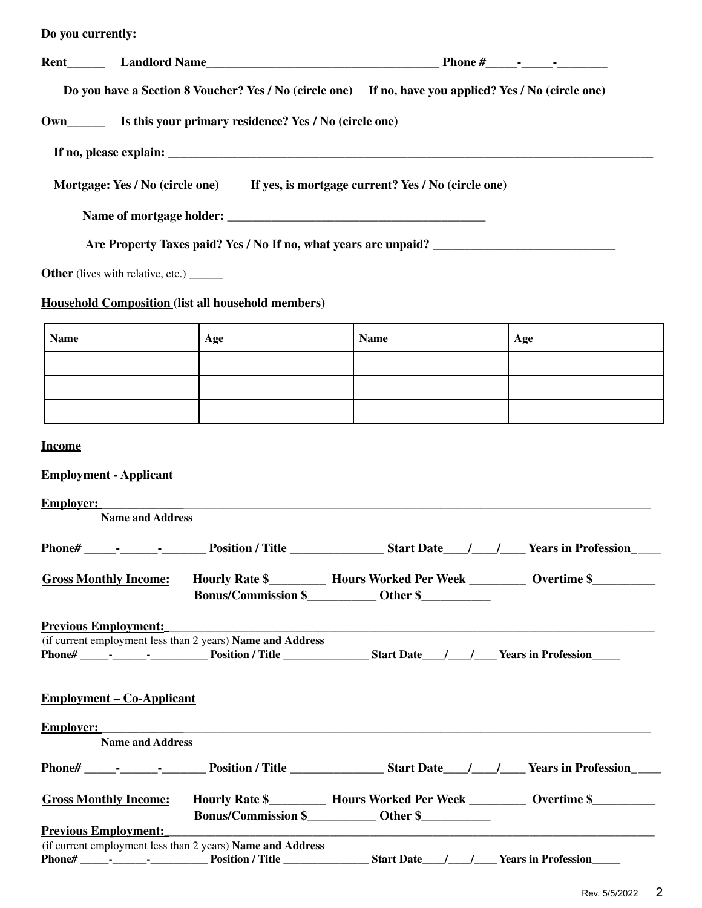**Do you currently:**

**Rent______ Landlord Name_____________________________________ Phone #_____-_____-________**

**Do you have a Section 8 Voucher? Yes / No (circle one) If no, have you applied? Yes / No (circle one)**

**Own______ Is this your primary residence? Yes / No (circle one)**

**If no, please explain: _______________________________________________________________________________**

**Mortgage: Yes / No (circle one) If yes, is mortgage current? Yes / No (circle one)**

**Name of mortgage holder: __________________________________________**

**Are Property Taxes paid? Yes / No If no, what years are unpaid? ______________________________**

**Other** (lives with relative, etc.) ______

**Household Composition (list all household members)**

| Name | Age | Name | Age |
| --- | --- | --- | --- |
| | | | |
| | | | |
| | | | |

**Income**

**Employment - Applicant**

**Employer:** _______________________________________________________________________________________
**Name and Address**

**Phone# _____-______-_______ Position / Title _______________ Start Date____/____/____ Years in Profession_____**

**Gross Monthly Income:** **Hourly Rate $_________ Hours Worked Per Week _________ Overtime $__________**
**Bonus/Commission $___________ Other $___________**

**Previous Employment:**_______________________________________________________________________________
(if current employment less than 2 years) **Name and Address**
**Phone# _____-______-__________ Position / Title _______________ Start Date____/____/____ Years in Profession_____**

**Employment – Co-Applicant**

**Employer:** _______________________________________________________________________________________
**Name and Address**

**Phone# _____-______-_______ Position / Title _______________ Start Date____/____/____ Years in Profession_____**

**Gross Monthly Income:** **Hourly Rate $_________ Hours Worked Per Week _________ Overtime $__________**
**Bonus/Commission $___________ Other $___________**

**Previous Employment:**_______________________________________________________________________________
(if current employment less than 2 years) **Name and Address**
**Phone# _____-______-__________ Position / Title _______________ Start Date____/____/____ Years in Profession_____**

Rev. 5/5/2022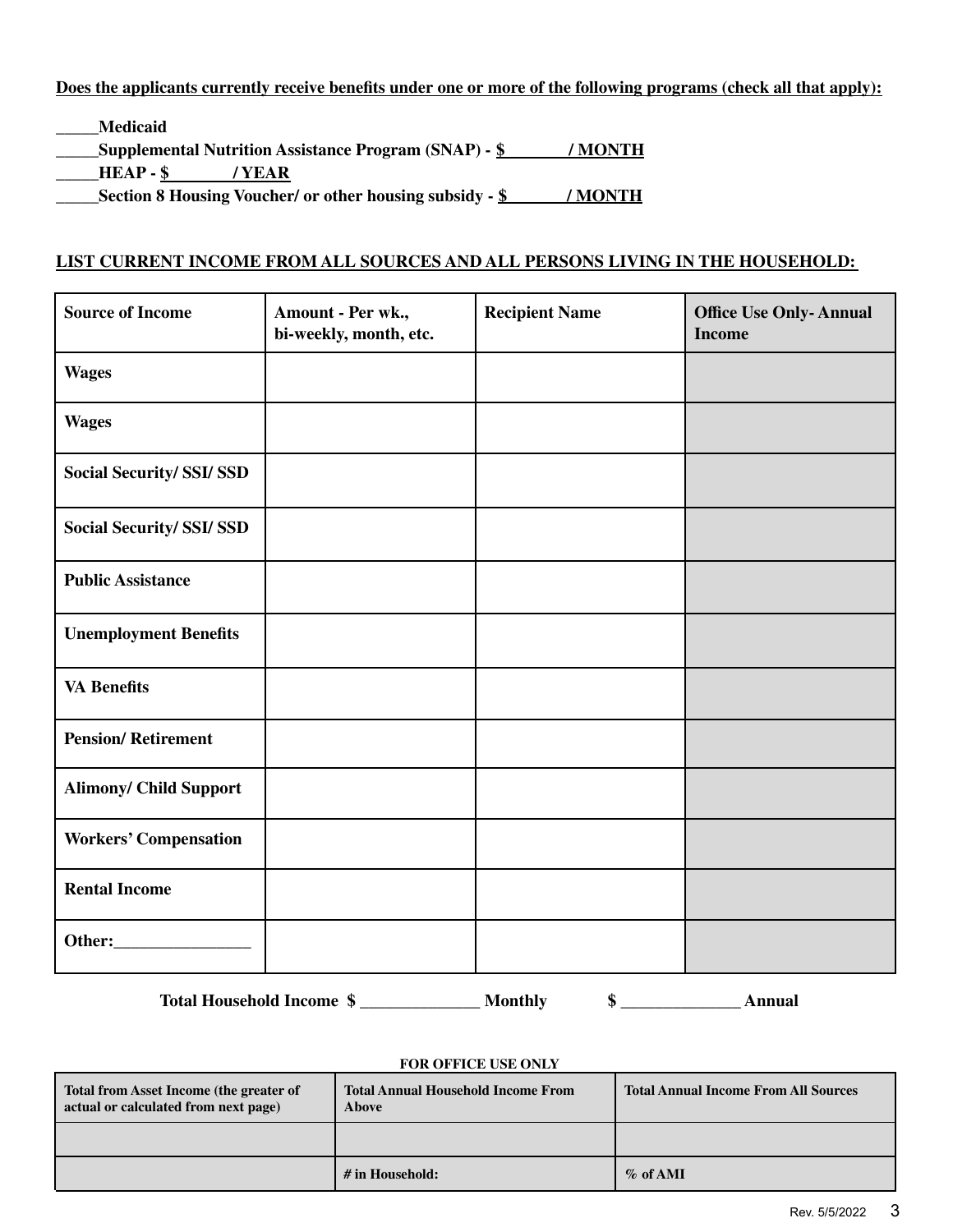**Does the applicants currently receive benefits under one or more of the following programs (check all that apply):**

_____**Medicaid**

_____**Supplemental Nutrition Assistance Program (SNAP) - $________ / MONTH**

_____**HEAP - $________ / YEAR**

_____**Section 8 Housing Voucher/ or other housing subsidy - $________ / MONTH**

**LIST CURRENT INCOME FROM ALL SOURCES AND ALL PERSONS LIVING IN THE HOUSEHOLD:**

| Source of Income | Amount - Per wk., bi-weekly, month, etc. | Recipient Name | Office Use Only- Annual Income |
|---|---|---|---|
| Wages | | | |
| Wages | | | |
| Social Security/ SSI/ SSD | | | |
| Social Security/ SSI/ SSD | | | |
| Public Assistance | | | |
| Unemployment Benefits | | | |
| VA Benefits | | | |
| Pension/ Retirement | | | |
| Alimony/ Child Support | | | |
| Workers' Compensation | | | |
| Rental Income | | | |
| Other:________________ | | | |

**Total Household Income $ ______________ Monthly $ ______________ Annual**

**FOR OFFICE USE ONLY**

| Total from Asset Income (the greater of actual or calculated from next page) | Total Annual Household Income From Above | Total Annual Income From All Sources |
|---|---|---|
| | | |
| | # in Household: | % of AMI |

Rev. 5/5/2022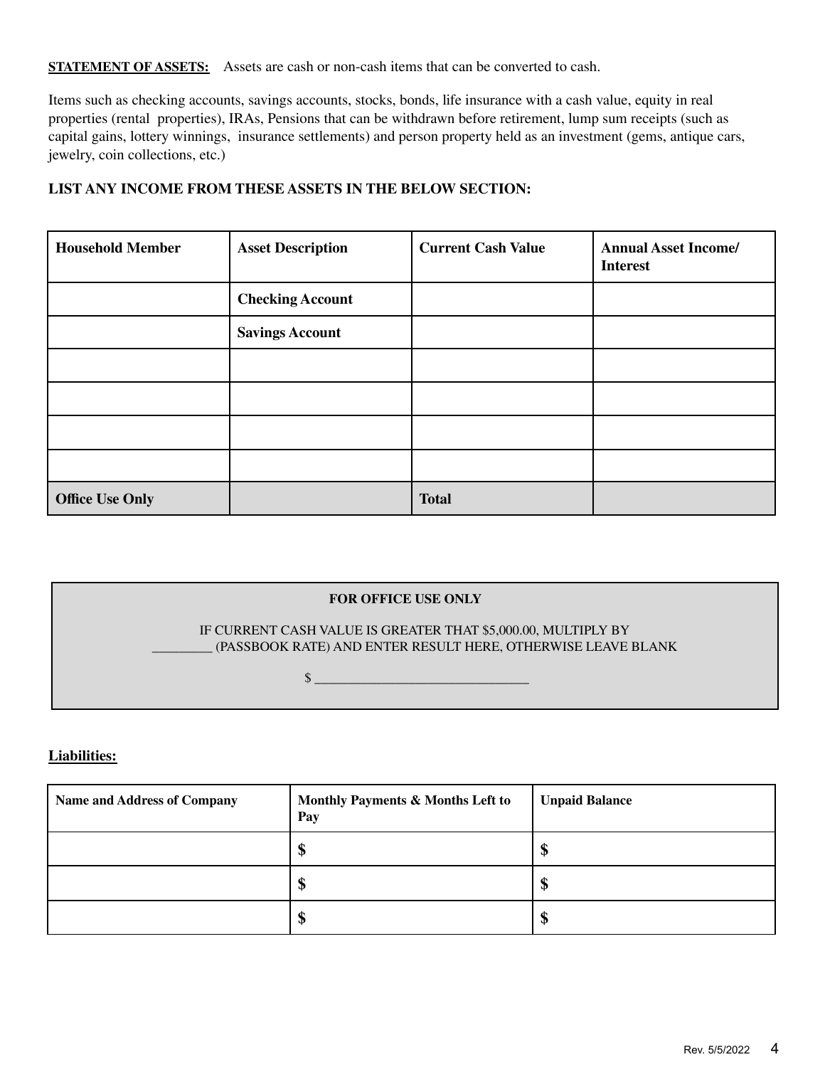**STATEMENT OF ASSETS:** Assets are cash or non-cash items that can be converted to cash.

Items such as checking accounts, savings accounts, stocks, bonds, life insurance with a cash value, equity in real properties (rental properties), IRAs, Pensions that can be withdrawn before retirement, lump sum receipts (such as capital gains, lottery winnings, insurance settlements) and person property held as an investment (gems, antique cars, jewelry, coin collections, etc.)

**LIST ANY INCOME FROM THESE ASSETS IN THE BELOW SECTION:**

| Household Member | Asset Description | Current Cash Value | Annual Asset Income/ Interest |
|---|---|---|---|
| | **Checking Account** | | |
| | **Savings Account** | | |
| | | | |
| | | | |
| | | | |
| | | | |
| **Office Use Only** | | **Total** | |

**FOR OFFICE USE ONLY**

IF CURRENT CASH VALUE IS GREATER THAT $5,000.00, MULTIPLY BY _________ (PASSBOOK RATE) AND ENTER RESULT HERE, OTHERWISE LEAVE BLANK

$ _______________________________

**Liabilities:**

| Name and Address of Company | Monthly Payments & Months Left to Pay | Unpaid Balance |
|---|---|---|
| | **$** | **$** |
| | **$** | **$** |
| | **$** | **$** |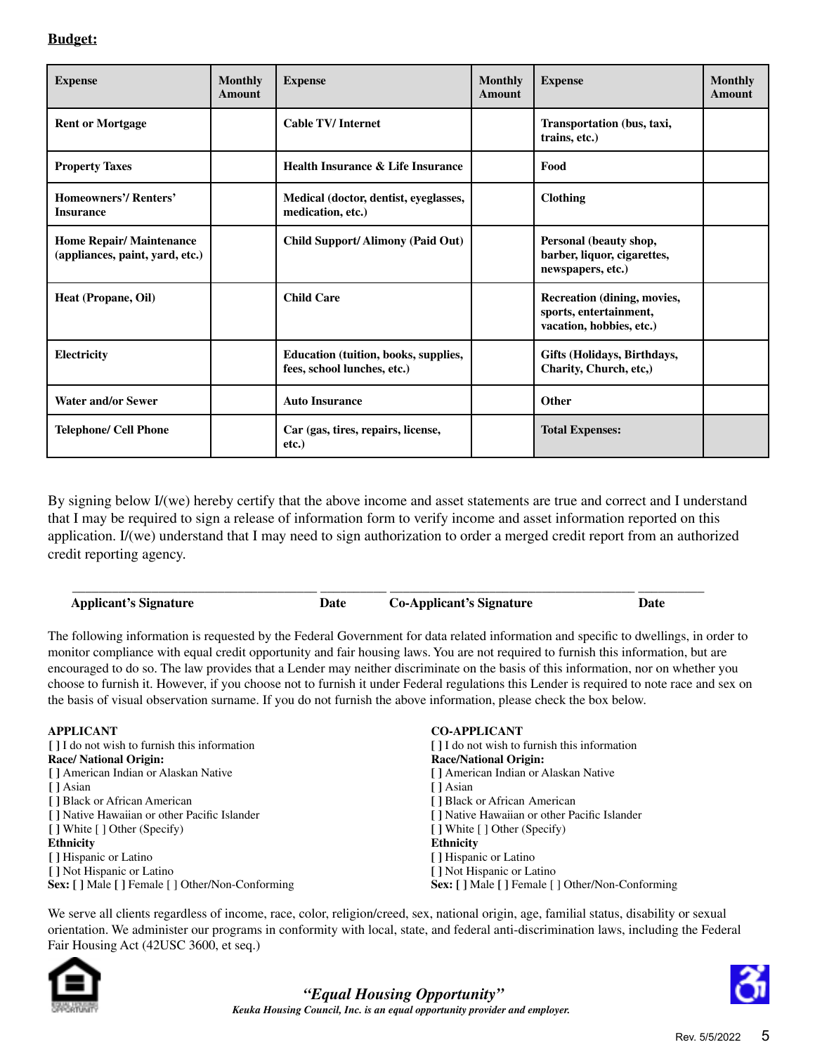**Budget:**

| Expense | Monthly Amount | Expense | Monthly Amount | Expense | Monthly Amount |
|---|---|---|---|---|---|
| Rent or Mortgage | | Cable TV/ Internet | | Transportation (bus, taxi, trains, etc.) | |
| Property Taxes | | Health Insurance & Life Insurance | | Food | |
| Homeowners'/ Renters' Insurance | | Medical (doctor, dentist, eyeglasses, medication, etc.) | | Clothing | |
| Home Repair/ Maintenance (appliances, paint, yard, etc.) | | Child Support/ Alimony (Paid Out) | | Personal (beauty shop, barber, liquor, cigarettes, newspapers, etc.) | |
| Heat (Propane, Oil) | | Child Care | | Recreation (dining, movies, sports, entertainment, vacation, hobbies, etc.) | |
| Electricity | | Education (tuition, books, supplies, fees, school lunches, etc.) | | Gifts (Holidays, Birthdays, Charity, Church, etc,) | |
| Water and/or Sewer | | Auto Insurance | | Other | |
| Telephone/ Cell Phone | | Car (gas, tires, repairs, license, etc.) | | **Total Expenses:** | |

By signing below I/(we) hereby certify that the above income and asset statements are true and correct and I understand that I may be required to sign a release of information form to verify income and asset information reported on this application. I/(we) understand that I may need to sign authorization to order a merged credit report from an authorized credit reporting agency.

\_\_\_\_\_\_\_\_\_\_\_\_\_\_\_\_\_\_\_\_\_\_\_\_\_\_\_\_ \_\_\_\_\_\_\_\_\_ \_\_\_\_\_\_\_\_\_\_\_\_\_\_\_\_\_\_\_\_\_\_\_\_\_\_\_\_ \_\_\_\_\_\_\_\_\_

**Applicant's Signature** **Date** **Co-Applicant's Signature** **Date**

The following information is requested by the Federal Government for data related information and specific to dwellings, in order to monitor compliance with equal credit opportunity and fair housing laws. You are not required to furnish this information, but are encouraged to do so. The law provides that a Lender may neither discriminate on the basis of this information, nor on whether you choose to furnish it. However, if you choose not to furnish it under Federal regulations this Lender is required to note race and sex on the basis of visual observation surname. If you do not furnish the above information, please check the box below.

**APPLICANT**
[ ] I do not wish to furnish this information
**Race/ National Origin:**
[ ] American Indian or Alaskan Native
[ ] Asian
[ ] Black or African American
[ ] Native Hawaiian or other Pacific Islander
[ ] White [ ] Other (Specify)
**Ethnicity**
[ ] Hispanic or Latino
[ ] Not Hispanic or Latino
**Sex:** [ ] Male [ ] Female [ ] Other/Non-Conforming

**CO-APPLICANT**
[ ] I do not wish to furnish this information
**Race/National Origin:**
[ ] American Indian or Alaskan Native
[ ] Asian
[ ] Black or African American
[ ] Native Hawaiian or other Pacific Islander
[ ] White [ ] Other (Specify)
**Ethnicity**
[ ] Hispanic or Latino
[ ] Not Hispanic or Latino
**Sex:** [ ] Male [ ] Female [ ] Other/Non-Conforming

We serve all clients regardless of income, race, color, religion/creed, sex, national origin, age, familial status, disability or sexual orientation. We administer our programs in conformity with local, state, and federal anti-discrimination laws, including the Federal Fair Housing Act (42USC 3600, et seq.)

***"Equal Housing Opportunity"***

***Keuka Housing Council, Inc. is an equal opportunity provider and employer.***

Rev. 5/5/2022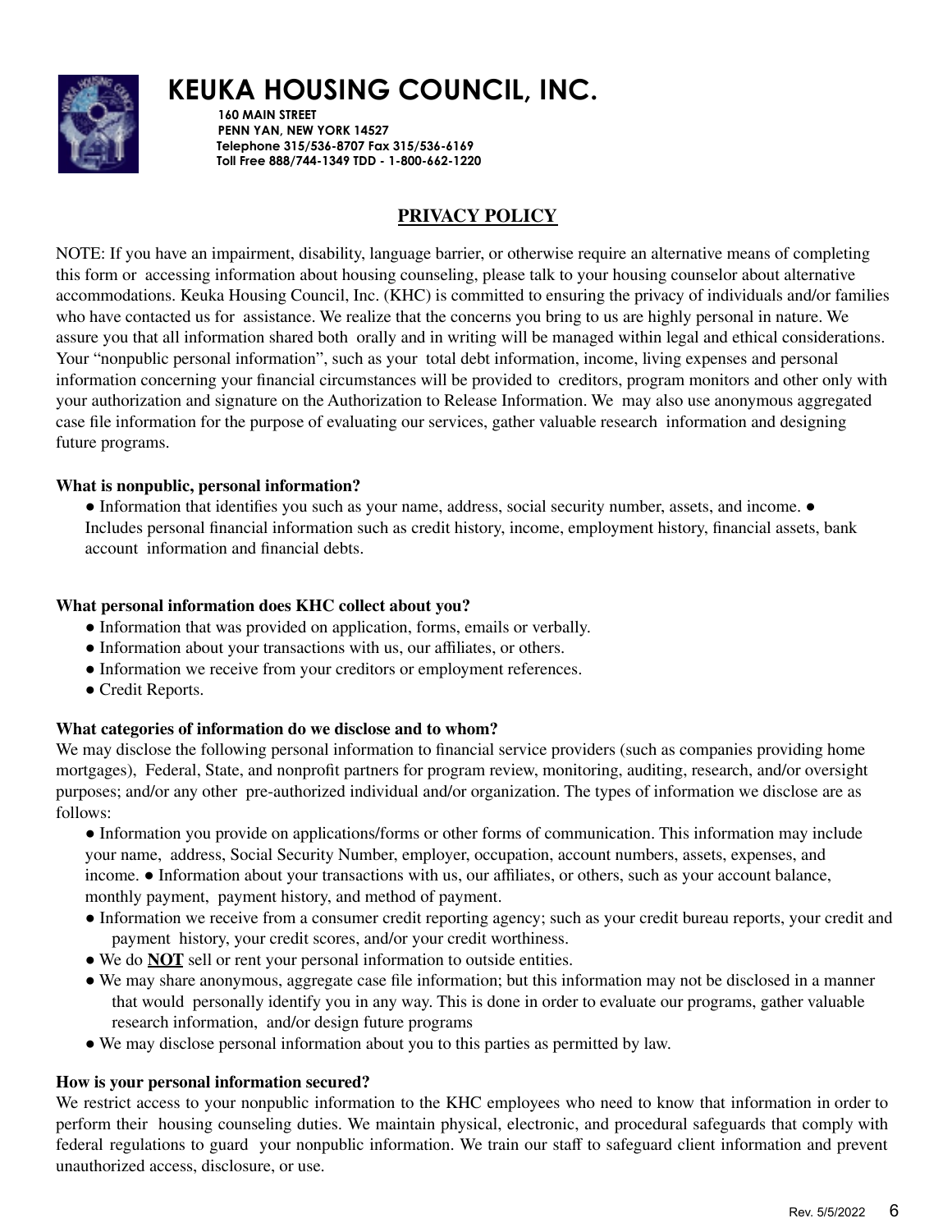# KEUKA HOUSING COUNCIL, INC.

160 MAIN STREET
PENN YAN, NEW YORK 14527
Telephone 315/536-8707 Fax 315/536-6169
Toll Free 888/744-1349 TDD - 1-800-662-1220

## PRIVACY POLICY

NOTE: If you have an impairment, disability, language barrier, or otherwise require an alternative means of completing this form or accessing information about housing counseling, please talk to your housing counselor about alternative accommodations. Keuka Housing Council, Inc. (KHC) is committed to ensuring the privacy of individuals and/or families who have contacted us for assistance. We realize that the concerns you bring to us are highly personal in nature. We assure you that all information shared both orally and in writing will be managed within legal and ethical considerations. Your "nonpublic personal information", such as your total debt information, income, living expenses and personal information concerning your financial circumstances will be provided to creditors, program monitors and other only with your authorization and signature on the Authorization to Release Information. We may also use anonymous aggregated case file information for the purpose of evaluating our services, gather valuable research information and designing future programs.

**What is nonpublic, personal information?**

- Information that identifies you such as your name, address, social security number, assets, and income.
- Includes personal financial information such as credit history, income, employment history, financial assets, bank account information and financial debts.

**What personal information does KHC collect about you?**

- Information that was provided on application, forms, emails or verbally.
- Information about your transactions with us, our affiliates, or others.
- Information we receive from your creditors or employment references.
- Credit Reports.

**What categories of information do we disclose and to whom?**

We may disclose the following personal information to financial service providers (such as companies providing home mortgages), Federal, State, and nonprofit partners for program review, monitoring, auditing, research, and/or oversight purposes; and/or any other pre-authorized individual and/or organization. The types of information we disclose are as follows:

- Information you provide on applications/forms or other forms of communication. This information may include your name, address, Social Security Number, employer, occupation, account numbers, assets, expenses, and income.
- Information about your transactions with us, our affiliates, or others, such as your account balance, monthly payment, payment history, and method of payment.
- Information we receive from a consumer credit reporting agency; such as your credit bureau reports, your credit and payment history, your credit scores, and/or your credit worthiness.
- We do **NOT** sell or rent your personal information to outside entities.
- We may share anonymous, aggregate case file information; but this information may not be disclosed in a manner that would personally identify you in any way. This is done in order to evaluate our programs, gather valuable research information, and/or design future programs
- We may disclose personal information about you to this parties as permitted by law.

**How is your personal information secured?**

We restrict access to your nonpublic information to the KHC employees who need to know that information in order to perform their housing counseling duties. We maintain physical, electronic, and procedural safeguards that comply with federal regulations to guard your nonpublic information. We train our staff to safeguard client information and prevent unauthorized access, disclosure, or use.

Rev. 5/5/2022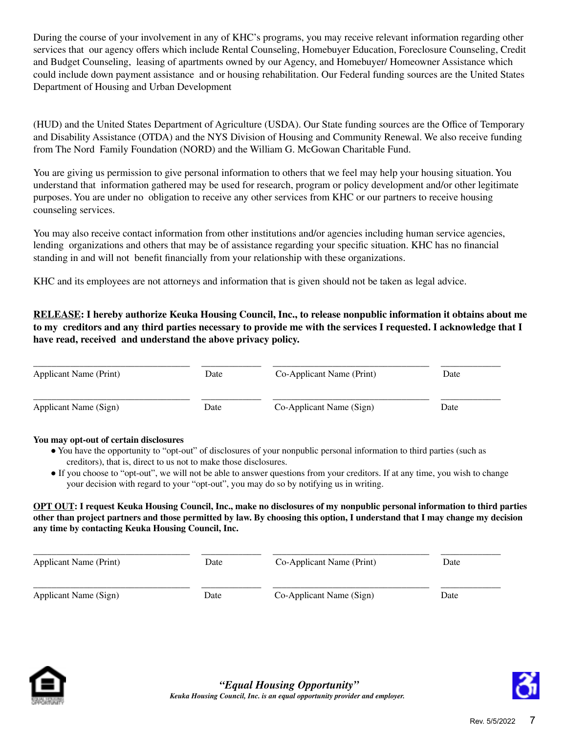During the course of your involvement in any of KHC's programs, you may receive relevant information regarding other services that our agency offers which include Rental Counseling, Homebuyer Education, Foreclosure Counseling, Credit and Budget Counseling, leasing of apartments owned by our Agency, and Homebuyer/ Homeowner Assistance which could include down payment assistance and or housing rehabilitation. Our Federal funding sources are the United States Department of Housing and Urban Development

(HUD) and the United States Department of Agriculture (USDA). Our State funding sources are the Office of Temporary and Disability Assistance (OTDA) and the NYS Division of Housing and Community Renewal. We also receive funding from The Nord Family Foundation (NORD) and the William G. McGowan Charitable Fund.

You are giving us permission to give personal information to others that we feel may help your housing situation. You understand that information gathered may be used for research, program or policy development and/or other legitimate purposes. You are under no obligation to receive any other services from KHC or our partners to receive housing counseling services.

You may also receive contact information from other institutions and/or agencies including human service agencies, lending organizations and others that may be of assistance regarding your specific situation. KHC has no financial standing in and will not benefit financially from your relationship with these organizations.

KHC and its employees are not attorneys and information that is given should not be taken as legal advice.

**RELEASE: I hereby authorize Keuka Housing Council, Inc., to release nonpublic information it obtains about me to my creditors and any third parties necessary to provide me with the services I requested. I acknowledge that I have read, received and understand the above privacy policy.**

| ______________________ | __________ | ______________________ | __________ |
|---|---|---|---|
| Applicant Name (Print) | Date | Co-Applicant Name (Print) | Date |
| ______________________ | __________ | ______________________ | __________ |
| Applicant Name (Sign) | Date | Co-Applicant Name (Sign) | Date |

**You may opt-out of certain disclosures**

- You have the opportunity to "opt-out" of disclosures of your nonpublic personal information to third parties (such as creditors), that is, direct to us not to make those disclosures.
- If you choose to "opt-out", we will not be able to answer questions from your creditors. If at any time, you wish to change your decision with regard to your "opt-out", you may do so by notifying us in writing.

**OPT OUT: I request Keuka Housing Council, Inc., make no disclosures of my nonpublic personal information to third parties other than project partners and those permitted by law. By choosing this option, I understand that I may change my decision any time by contacting Keuka Housing Council, Inc.**

| ______________________ | __________ | ______________________ | __________ |
|---|---|---|---|
| Applicant Name (Print) | Date | Co-Applicant Name (Print) | Date |
| ______________________ | __________ | ______________________ | __________ |
| Applicant Name (Sign) | Date | Co-Applicant Name (Sign) | Date |

***"Equal Housing Opportunity"***

***Keuka Housing Council, Inc. is an equal opportunity provider and employer.***

Rev. 5/5/2022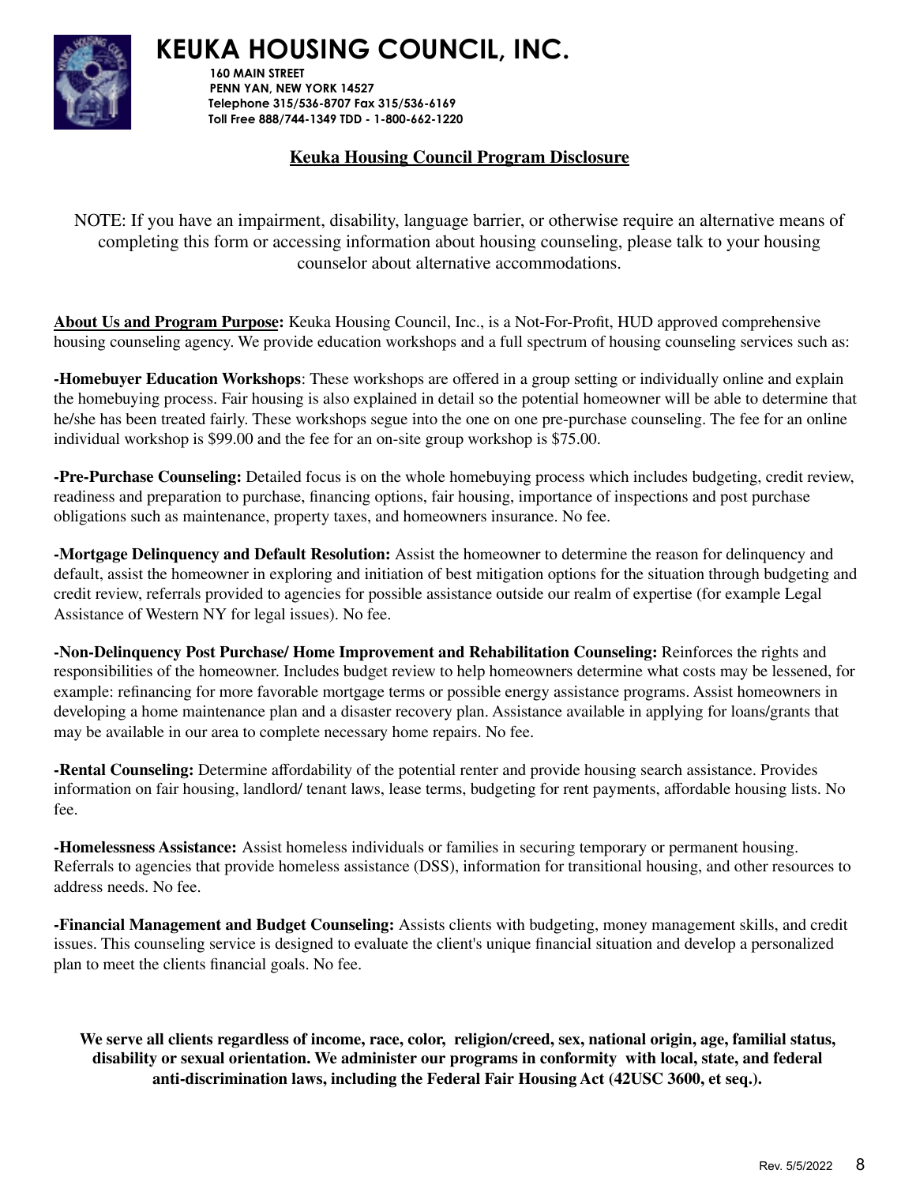# KEUKA HOUSING COUNCIL, INC.

160 MAIN STREET
PENN YAN, NEW YORK 14527
Telephone 315/536-8707 Fax 315/536-6169
Toll Free 888/744-1349 TDD - 1-800-662-1220

## Keuka Housing Council Program Disclosure

NOTE: If you have an impairment, disability, language barrier, or otherwise require an alternative means of completing this form or accessing information about housing counseling, please talk to your housing counselor about alternative accommodations.

**About Us and Program Purpose:** Keuka Housing Council, Inc., is a Not-For-Profit, HUD approved comprehensive housing counseling agency. We provide education workshops and a full spectrum of housing counseling services such as:

**-Homebuyer Education Workshops**: These workshops are offered in a group setting or individually online and explain the homebuying process. Fair housing is also explained in detail so the potential homeowner will be able to determine that he/she has been treated fairly. These workshops segue into the one on one pre-purchase counseling. The fee for an online individual workshop is $99.00 and the fee for an on-site group workshop is $75.00.

**-Pre-Purchase Counseling:** Detailed focus is on the whole homebuying process which includes budgeting, credit review, readiness and preparation to purchase, financing options, fair housing, importance of inspections and post purchase obligations such as maintenance, property taxes, and homeowners insurance. No fee.

**-Mortgage Delinquency and Default Resolution:** Assist the homeowner to determine the reason for delinquency and default, assist the homeowner in exploring and initiation of best mitigation options for the situation through budgeting and credit review, referrals provided to agencies for possible assistance outside our realm of expertise (for example Legal Assistance of Western NY for legal issues). No fee.

**-Non-Delinquency Post Purchase/ Home Improvement and Rehabilitation Counseling:** Reinforces the rights and responsibilities of the homeowner. Includes budget review to help homeowners determine what costs may be lessened, for example: refinancing for more favorable mortgage terms or possible energy assistance programs. Assist homeowners in developing a home maintenance plan and a disaster recovery plan. Assistance available in applying for loans/grants that may be available in our area to complete necessary home repairs. No fee.

**-Rental Counseling:** Determine affordability of the potential renter and provide housing search assistance. Provides information on fair housing, landlord/ tenant laws, lease terms, budgeting for rent payments, affordable housing lists. No fee.

**-Homelessness Assistance:** Assist homeless individuals or families in securing temporary or permanent housing. Referrals to agencies that provide homeless assistance (DSS), information for transitional housing, and other resources to address needs. No fee.

**-Financial Management and Budget Counseling:** Assists clients with budgeting, money management skills, and credit issues. This counseling service is designed to evaluate the client's unique financial situation and develop a personalized plan to meet the clients financial goals. No fee.

**We serve all clients regardless of income, race, color, religion/creed, sex, national origin, age, familial status, disability or sexual orientation. We administer our programs in conformity with local, state, and federal anti-discrimination laws, including the Federal Fair Housing Act (42USC 3600, et seq.).**

Rev. 5/5/2022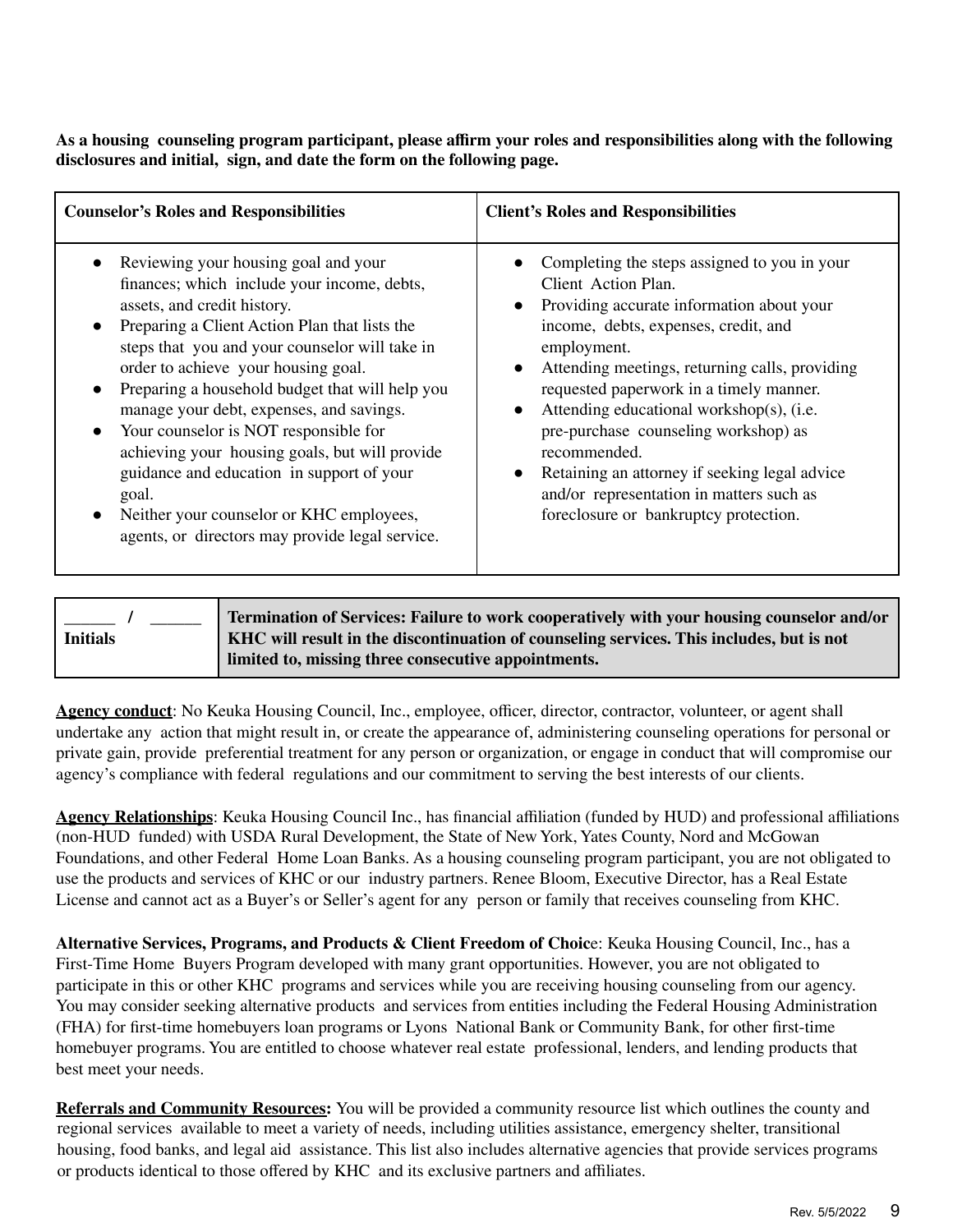**As a housing counseling program participant, please affirm your roles and responsibilities along with the following disclosures and initial, sign, and date the form on the following page.**

| **Counselor's Roles and Responsibilities** | **Client's Roles and Responsibilities** |
| --- | --- |
| • Reviewing your housing goal and your finances; which include your income, debts, assets, and credit history.<br>• Preparing a Client Action Plan that lists the steps that you and your counselor will take in order to achieve your housing goal.<br>• Preparing a household budget that will help you manage your debt, expenses, and savings.<br>• Your counselor is NOT responsible for achieving your housing goals, but will provide guidance and education in support of your goal.<br>• Neither your counselor or KHC employees, agents, or directors may provide legal service. | • Completing the steps assigned to you in your Client Action Plan.<br>• Providing accurate information about your income, debts, expenses, credit, and employment.<br>• Attending meetings, returning calls, providing requested paperwork in a timely manner.<br>• Attending educational workshop(s), (i.e. pre-purchase counseling workshop) as recommended.<br>• Retaining an attorney if seeking legal advice and/or representation in matters such as foreclosure or bankruptcy protection. |

| ______ / ______ **Initials** | **Termination of Services: Failure to work cooperatively with your housing counselor and/or KHC will result in the discontinuation of counseling services. This includes, but is not limited to, missing three consecutive appointments.** |
| --- | --- |

**<u>Agency conduct</u>**: No Keuka Housing Council, Inc., employee, officer, director, contractor, volunteer, or agent shall undertake any action that might result in, or create the appearance of, administering counseling operations for personal or private gain, provide preferential treatment for any person or organization, or engage in conduct that will compromise our agency's compliance with federal regulations and our commitment to serving the best interests of our clients.

**<u>Agency Relationships</u>**: Keuka Housing Council Inc., has financial affiliation (funded by HUD) and professional affiliations (non-HUD funded) with USDA Rural Development, the State of New York, Yates County, Nord and McGowan Foundations, and other Federal Home Loan Banks. As a housing counseling program participant, you are not obligated to use the products and services of KHC or our industry partners. Renee Bloom, Executive Director, has a Real Estate License and cannot act as a Buyer's or Seller's agent for any person or family that receives counseling from KHC.

**Alternative Services, Programs, and Products & Client Freedom of Choic**e: Keuka Housing Council, Inc., has a First-Time Home Buyers Program developed with many grant opportunities. However, you are not obligated to participate in this or other KHC programs and services while you are receiving housing counseling from our agency. You may consider seeking alternative products and services from entities including the Federal Housing Administration (FHA) for first-time homebuyers loan programs or Lyons National Bank or Community Bank, for other first-time homebuyer programs. You are entitled to choose whatever real estate professional, lenders, and lending products that best meet your needs.

**<u>Referrals and Community Resources</u>:** You will be provided a community resource list which outlines the county and regional services available to meet a variety of needs, including utilities assistance, emergency shelter, transitional housing, food banks, and legal aid assistance. This list also includes alternative agencies that provide services programs or products identical to those offered by KHC and its exclusive partners and affiliates.

Rev. 5/5/2022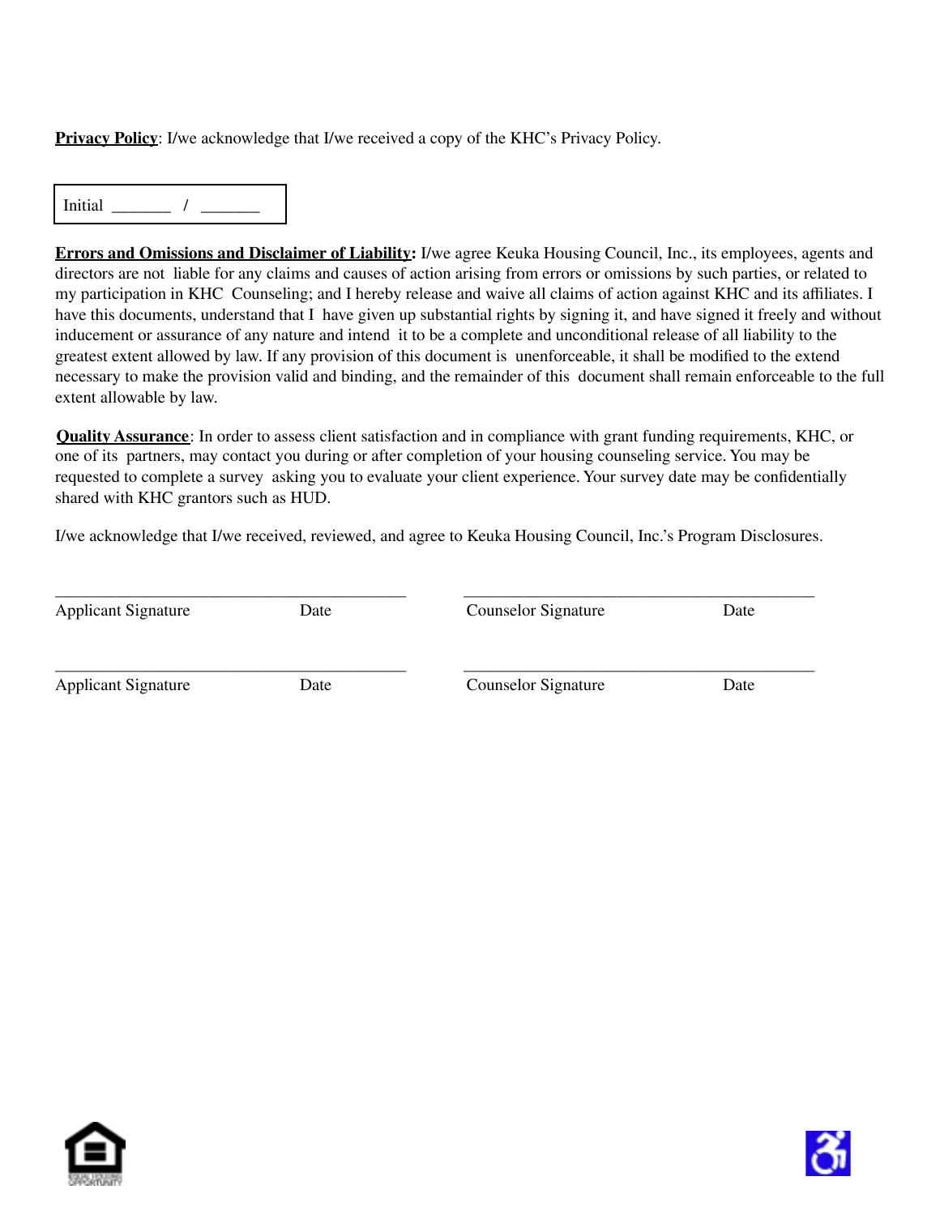**Privacy Policy**: I/we acknowledge that I/we received a copy of the KHC's Privacy Policy.

Initial _______ / _______

**Errors and Omissions and Disclaimer of Liability:** I/we agree Keuka Housing Council, Inc., its employees, agents and directors are not liable for any claims and causes of action arising from errors or omissions by such parties, or related to my participation in KHC Counseling; and I hereby release and waive all claims of action against KHC and its affiliates. I have this documents, understand that I have given up substantial rights by signing it, and have signed it freely and without inducement or assurance of any nature and intend it to be a complete and unconditional release of all liability to the greatest extent allowed by law. If any provision of this document is unenforceable, it shall be modified to the extend necessary to make the provision valid and binding, and the remainder of this document shall remain enforceable to the full extent allowable by law.

**Quality Assurance**: In order to assess client satisfaction and in compliance with grant funding requirements, KHC, or one of its partners, may contact you during or after completion of your housing counseling service. You may be requested to complete a survey asking you to evaluate your client experience. Your survey date may be confidentially shared with KHC grantors such as HUD.

I/we acknowledge that I/we received, reviewed, and agree to Keuka Housing Council, Inc.'s Program Disclosures.

_____________________________________________ _____________________________________________
Applicant Signature Date Counselor Signature Date

_____________________________________________ _____________________________________________
Applicant Signature Date Counselor Signature Date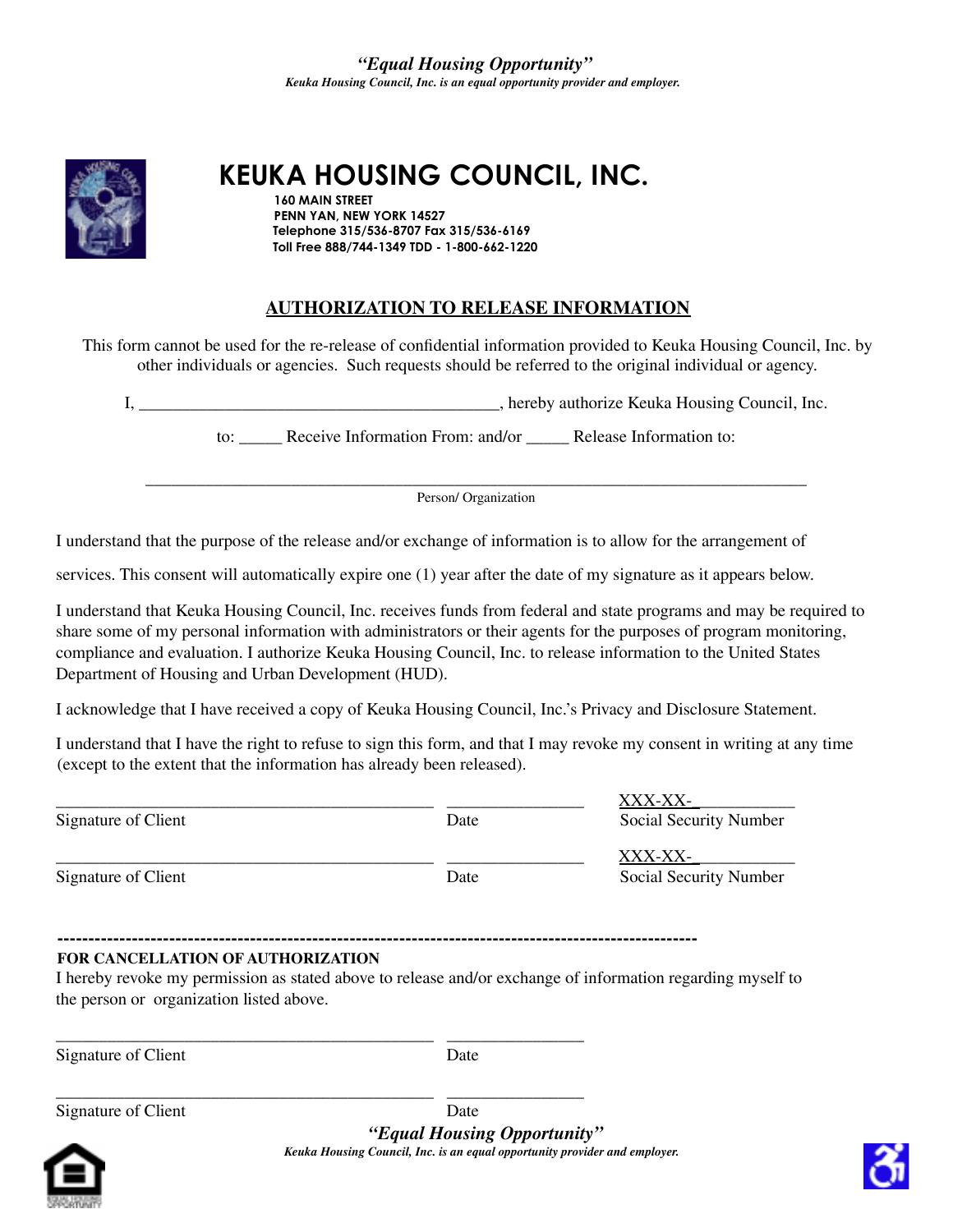*"Equal Housing Opportunity"*

***Keuka Housing Council, Inc. is an equal opportunity provider and employer.***

# KEUKA HOUSING COUNCIL, INC.

**160 MAIN STREET**
**PENN YAN, NEW YORK 14527**
**Telephone 315/536-8707 Fax 315/536-6169**
**Toll Free 888/744-1349 TDD - 1-800-662-1220**

## AUTHORIZATION TO RELEASE INFORMATION

This form cannot be used for the re-release of confidential information provided to Keuka Housing Council, Inc. by other individuals or agencies. Such requests should be referred to the original individual or agency.

I, __________________________________________, hereby authorize Keuka Housing Council, Inc.

to: _____ Receive Information From: and/or _____ Release Information to:

________________________________________________________________________________
Person/ Organization

I understand that the purpose of the release and/or exchange of information is to allow for the arrangement of services. This consent will automatically expire one (1) year after the date of my signature as it appears below.

I understand that Keuka Housing Council, Inc. receives funds from federal and state programs and may be required to share some of my personal information with administrators or their agents for the purposes of program monitoring, compliance and evaluation. I authorize Keuka Housing Council, Inc. to release information to the United States Department of Housing and Urban Development (HUD).

I acknowledge that I have received a copy of Keuka Housing Council, Inc.'s Privacy and Disclosure Statement.

I understand that I have the right to refuse to sign this form, and that I may revoke my consent in writing at any time (except to the extent that the information has already been released).

| | | |
|---|---|---|
| ____________________________________________ | ________________ | XXX-XX-___________ |
| Signature of Client | Date | Social Security Number |
| ____________________________________________ | ________________ | XXX-XX-___________ |
| Signature of Client | Date | Social Security Number |

---------------------------------------------------------------------------------------------------

**FOR CANCELLATION OF AUTHORIZATION**

I hereby revoke my permission as stated above to release and/or exchange of information regarding myself to the person or organization listed above.

| | |
|---|---|
| ____________________________________________ | ________________ |
| Signature of Client | Date |
| ____________________________________________ | ________________ |
| Signature of Client | Date |

*"Equal Housing Opportunity"*

***Keuka Housing Council, Inc. is an equal opportunity provider and employer.***